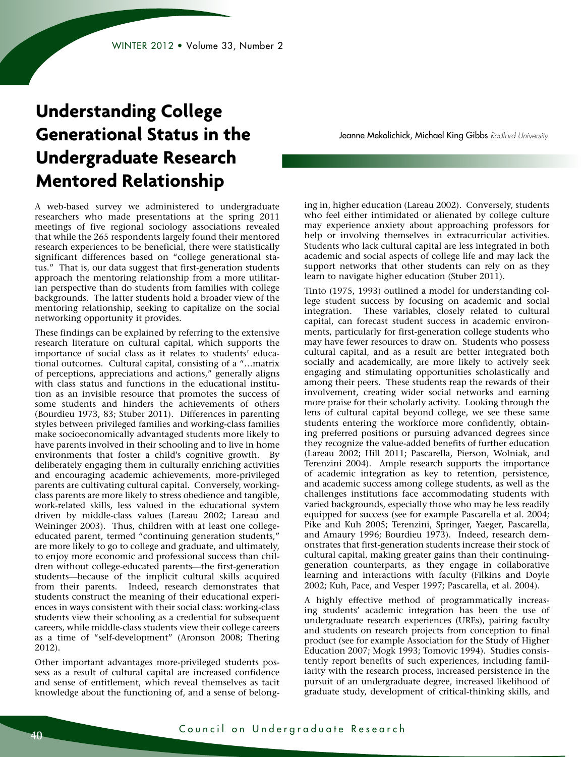# Understanding College Generational Status in the Undergraduate Research Mentored Relationship

Jeanne Mekolichick, Michael King Gibbs *Radford University*

A web-based survey we administered to undergraduate researchers who made presentations at the spring 2011 meetings of five regional sociology associations revealed that while the 265 respondents largely found their mentored research experiences to be beneficial, there were statistically significant differences based on "college generational status." That is, our data suggest that first-generation students approach the mentoring relationship from a more utilitarian perspective than do students from families with college backgrounds. The latter students hold a broader view of the mentoring relationship, seeking to capitalize on the social networking opportunity it provides.

These findings can be explained by referring to the extensive research literature on cultural capital, which supports the importance of social class as it relates to students' educational outcomes. Cultural capital, consisting of a "…matrix of perceptions, appreciations and actions," generally aligns with class status and functions in the educational institution as an invisible resource that promotes the success of some students and hinders the achievements of others (Bourdieu 1973, 83; Stuber 2011). Differences in parenting styles between privileged families and working-class families make socioeconomically advantaged students more likely to have parents involved in their schooling and to live in home environments that foster a child's cognitive growth. By deliberately engaging them in culturally enriching activities and encouraging academic achievements, more-privileged parents are cultivating cultural capital. Conversely, working-class parents are more likely to stress obedience and tangible, work-related skills, less valued in the educational system driven by middle-class values (Lareau 2002; Lareau and Weininger 2003). Thus, children with at least one college-educated parent, termed "continuing generation students," are more likely to go to college and graduate, and ultimately, to enjoy more economic and professional success than children without college-educated parents—the first-generation students—because of the implicit cultural skills acquired from their parents. Indeed, research demonstrates that students construct the meaning of their educational experiences in ways consistent with their social class: working-class students view their schooling as a credential for subsequent careers, while middle-class students view their college careers as a time of "self-development" (Aronson 2008; Thering 2012).

Other important advantages more-privileged students possess as a result of cultural capital are increased confidence and sense of entitlement, which reveal themselves as tacit knowledge about the functioning of, and a sense of belonging in, higher education (Lareau 2002). Conversely, students who feel either intimidated or alienated by college culture may experience anxiety about approaching professors for help or involving themselves in extracurricular activities. Students who lack cultural capital are less integrated in both academic and social aspects of college life and may lack the support networks that other students can rely on as they learn to navigate higher education (Stuber 2011).

Tinto (1975, 1993) outlined a model for understanding college student success by focusing on academic and social integration. These variables, closely related to cultural capital, can forecast student success in academic environments, particularly for first-generation college students who may have fewer resources to draw on. Students who possess cultural capital, and as a result are better integrated both socially and academically, are more likely to actively seek engaging and stimulating opportunities scholastically and among their peers. These students reap the rewards of their involvement, creating wider social networks and earning more praise for their scholarly activity. Looking through the lens of cultural capital beyond college, we see these same students entering the workforce more confidently, obtaining preferred positions or pursuing advanced degrees since they recognize the value-added benefits of further education (Lareau 2002; Hill 2011; Pascarella, Pierson, Wolniak, and Terenzini 2004). Ample research supports the importance of academic integration as key to retention, persistence, and academic success among college students, as well as the challenges institutions face accommodating students with varied backgrounds, especially those who may be less readily equipped for success (see for example Pascarella et al. 2004; Pike and Kuh 2005; Terenzini, Springer, Yaeger, Pascarella, and Amaury 1996; Bourdieu 1973). Indeed, research demonstrates that first-generation students increase their stock of cultural capital, making greater gains than their continuing-generation counterparts, as they engage in collaborative learning and interactions with faculty (Filkins and Doyle 2002; Kuh, Pace, and Vesper 1997; Pascarella, et al. 2004).

A highly effective method of programmatically increasing students' academic integration has been the use of undergraduate research experiences (UREs), pairing faculty and students on research projects from conception to final product (see for example Association for the Study of Higher Education 2007; Mogk 1993; Tomovic 1994). Studies consistently report benefits of such experiences, including familiarity with the research process, increased persistence in the pursuit of an undergraduate degree, increased likelihood of graduate study, development of critical-thinking skills, and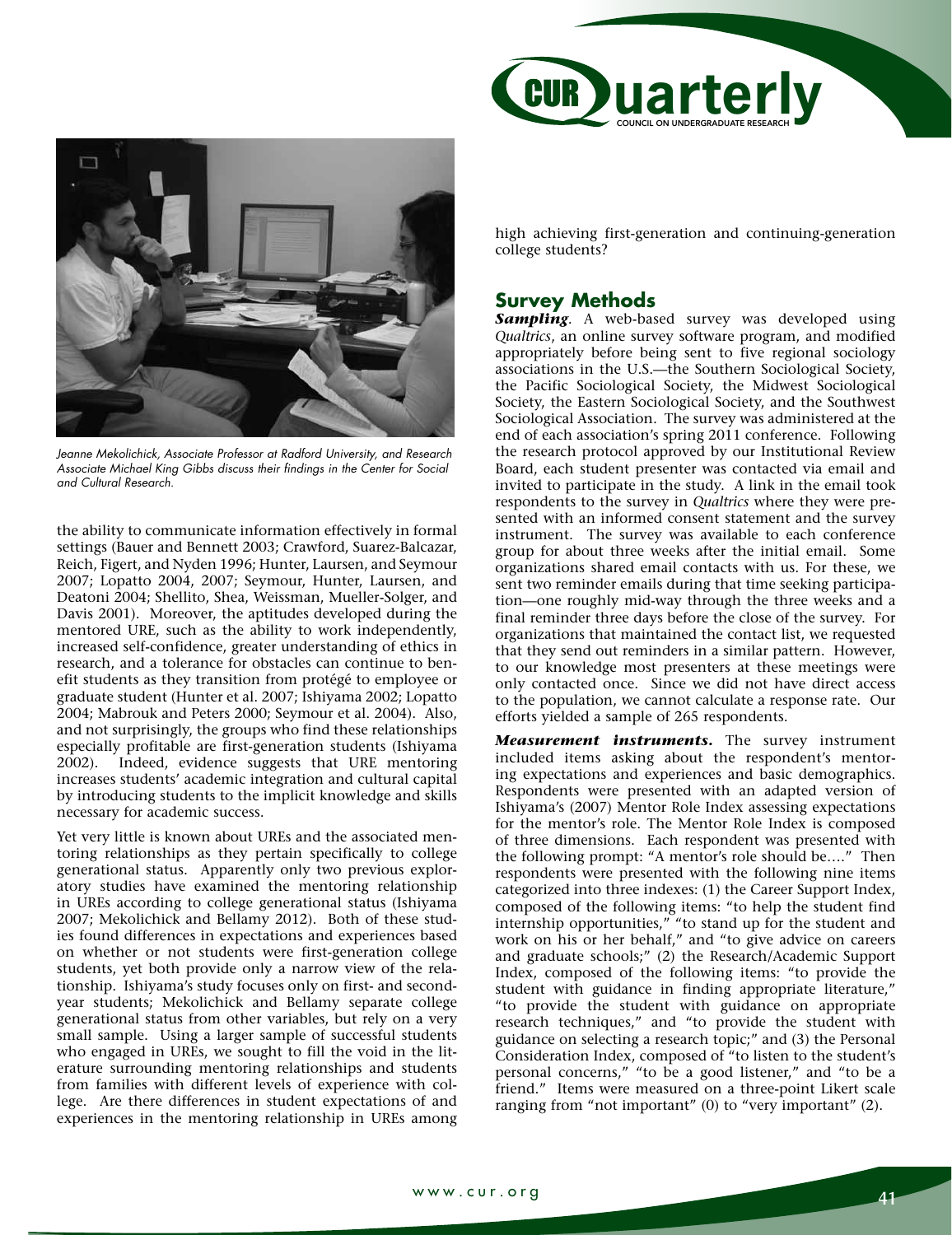Jeanne Mekolichick, Associate Professor at Radford University, and Research Associate Michael King Gibbs discuss their findings in the Center for Social and Cultural Research.

the ability to communicate information effectively in formal settings (Bauer and Bennett 2003; Crawford, Suarez-Balcazar, Reich, Figert, and Nyden 1996; Hunter, Laursen, and Seymour 2007; Lopatto 2004, 2007; Seymour, Hunter, Laursen, and Deatoni 2004; Shellito, Shea, Weissman, Mueller-Solger, and Davis 2001). Moreover, the aptitudes developed during the mentored URE, such as the ability to work independently, increased self-confidence, greater understanding of ethics in research, and a tolerance for obstacles can continue to benefit students as they transition from protégé to employee or graduate student (Hunter et al. 2007; Ishiyama 2002; Lopatto 2004; Mabrouk and Peters 2000; Seymour et al. 2004). Also, and not surprisingly, the groups who find these relationships especially profitable are first-generation students (Ishiyama 2002). Indeed, evidence suggests that URE mentoring increases students' academic integration and cultural capital by introducing students to the implicit knowledge and skills necessary for academic success.

Yet very little is known about UREs and the associated mentoring relationships as they pertain specifically to college generational status. Apparently only two previous exploratory studies have examined the mentoring relationship in UREs according to college generational status (Ishiyama 2007; Mekolichick and Bellamy 2012). Both of these studies found differences in expectations and experiences based on whether or not students were first-generation college students, yet both provide only a narrow view of the relationship. Ishiyama's study focuses only on first- and second-year students; Mekolichick and Bellamy separate college generational status from other variables, but rely on a very small sample. Using a larger sample of successful students who engaged in UREs, we sought to fill the void in the literature surrounding mentoring relationships and students from families with different levels of experience with college. Are there differences in student expectations of and experiences in the mentoring relationship in UREs among high achieving first-generation and continuing-generation college students?

## Survey Methods

***Sampling***. A web-based survey was developed using *Qualtrics*, an online survey software program, and modified appropriately before being sent to five regional sociology associations in the U.S.—the Southern Sociological Society, the Pacific Sociological Society, the Midwest Sociological Society, the Eastern Sociological Society, and the Southwest Sociological Association. The survey was administered at the end of each association's spring 2011 conference. Following the research protocol approved by our Institutional Review Board, each student presenter was contacted via email and invited to participate in the study. A link in the email took respondents to the survey in *Qualtrics* where they were presented with an informed consent statement and the survey instrument. The survey was available to each conference group for about three weeks after the initial email. Some organizations shared email contacts with us. For these, we sent two reminder emails during that time seeking participation—one roughly mid-way through the three weeks and a final reminder three days before the close of the survey. For organizations that maintained the contact list, we requested that they send out reminders in a similar pattern. However, to our knowledge most presenters at these meetings were only contacted once. Since we did not have direct access to the population, we cannot calculate a response rate. Our efforts yielded a sample of 265 respondents.

***Measurement instruments.*** The survey instrument included items asking about the respondent's mentoring expectations and experiences and basic demographics. Respondents were presented with an adapted version of Ishiyama's (2007) Mentor Role Index assessing expectations for the mentor's role. The Mentor Role Index is composed of three dimensions. Each respondent was presented with the following prompt: "A mentor's role should be…." Then respondents were presented with the following nine items categorized into three indexes: (1) the Career Support Index, composed of the following items: "to help the student find internship opportunities," "to stand up for the student and work on his or her behalf," and "to give advice on careers and graduate schools;" (2) the Research/Academic Support Index, composed of the following items: "to provide the student with guidance in finding appropriate literature," "to provide the student with guidance on appropriate research techniques," and "to provide the student with guidance on selecting a research topic;" and (3) the Personal Consideration Index, composed of "to listen to the student's personal concerns," "to be a good listener," and "to be a friend." Items were measured on a three-point Likert scale ranging from "not important" (0) to "very important" (2).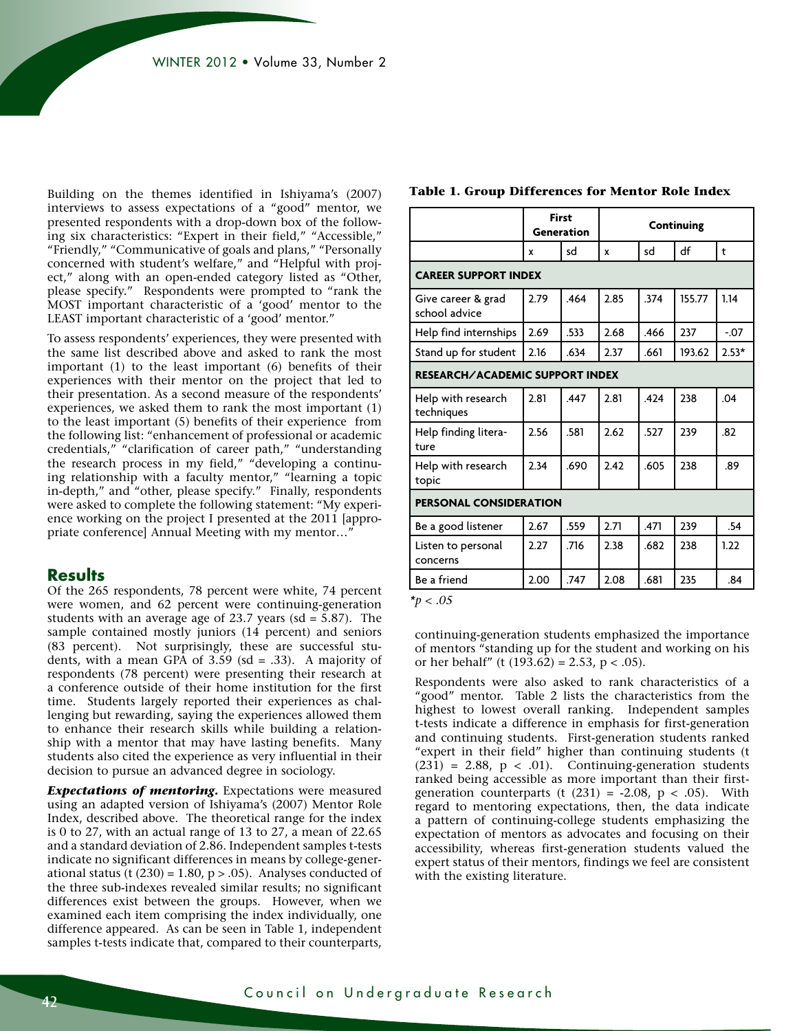Building on the themes identified in Ishiyama's (2007) interviews to assess expectations of a "good" mentor, we presented respondents with a drop-down box of the following six characteristics: "Expert in their field," "Accessible," "Friendly," "Communicative of goals and plans," "Personally concerned with student's welfare," and "Helpful with project," along with an open-ended category listed as "Other, please specify." Respondents were prompted to "rank the MOST important characteristic of a 'good' mentor to the LEAST important characteristic of a 'good' mentor."

To assess respondents' experiences, they were presented with the same list described above and asked to rank the most important (1) to the least important (6) benefits of their experiences with their mentor on the project that led to their presentation. As a second measure of the respondents' experiences, we asked them to rank the most important (1) to the least important (5) benefits of their experience from the following list: "enhancement of professional or academic credentials," "clarification of career path," "understanding the research process in my field," "developing a continuing relationship with a faculty mentor," "learning a topic in-depth," and "other, please specify." Finally, respondents were asked to complete the following statement: "My experience working on the project I presented at the 2011 [appropriate conference] Annual Meeting with my mentor…"

## Results

Of the 265 respondents, 78 percent were white, 74 percent were women, and 62 percent were continuing-generation students with an average age of 23.7 years (sd = 5.87). The sample contained mostly juniors (14 percent) and seniors (83 percent). Not surprisingly, these are successful students, with a mean GPA of 3.59 (sd = .33). A majority of respondents (78 percent) were presenting their research at a conference outside of their home institution for the first time. Students largely reported their experiences as challenging but rewarding, saying the experiences allowed them to enhance their research skills while building a relationship with a mentor that may have lasting benefits. Many students also cited the experience as very influential in their decision to pursue an advanced degree in sociology.

***Expectations of mentoring.*** Expectations were measured using an adapted version of Ishiyama's (2007) Mentor Role Index, described above. The theoretical range for the index is 0 to 27, with an actual range of 13 to 27, a mean of 22.65 and a standard deviation of 2.86. Independent samples t-tests indicate no significant differences in means by college-generational status ($t(230) = 1.80$, $p > .05$). Analyses conducted of the three sub-indexes revealed similar results; no significant differences exist between the groups. However, when we examined each item comprising the index individually, one difference appeared. As can be seen in Table 1, independent samples t-tests indicate that, compared to their counterparts, continuing-generation students emphasized the importance of mentors "standing up for the student and working on his or her behalf" ($t(193.62) = 2.53$, $p < .05$).

**Table 1. Group Differences for Mentor Role Index**

| | First Generation | | Continuing | | | |
|---|---|---|---|---|---|---|
| | x | sd | x | sd | df | t |
| **CAREER SUPPORT INDEX** | | | | | | |
| Give career & grad school advice | 2.79 | .464 | 2.85 | .374 | 155.77 | 1.14 |
| Help find internships | 2.69 | .533 | 2.68 | .466 | 237 | -.07 |
| Stand up for student | 2.16 | .634 | 2.37 | .661 | 193.62 | 2.53* |
| **RESEARCH/ACADEMIC SUPPORT INDEX** | | | | | | |
| Help with research techniques | 2.81 | .447 | 2.81 | .424 | 238 | .04 |
| Help finding literature | 2.56 | .581 | 2.62 | .527 | 239 | .82 |
| Help with research topic | 2.34 | .690 | 2.42 | .605 | 238 | .89 |
| **PERSONAL CONSIDERATION** | | | | | | |
| Be a good listener | 2.67 | .559 | 2.71 | .471 | 239 | .54 |
| Listen to personal concerns | 2.27 | .716 | 2.38 | .682 | 238 | 1.22 |
| Be a friend | 2.00 | .747 | 2.08 | .681 | 235 | .84 |

*$p < .05$

Respondents were also asked to rank characteristics of a "good" mentor. Table 2 lists the characteristics from the highest to lowest overall ranking. Independent samples t-tests indicate a difference in emphasis for first-generation and continuing students. First-generation students ranked "expert in their field" higher than continuing students ($t(231) = 2.88$, $p < .01$). Continuing-generation students ranked being accessible as more important than their first-generation counterparts ($t(231) = -2.08$, $p < .05$). With regard to mentoring expectations, then, the data indicate a pattern of continuing-college students emphasizing the expectation of mentors as advocates and focusing on their accessibility, whereas first-generation students valued the expert status of their mentors, findings we feel are consistent with the existing literature.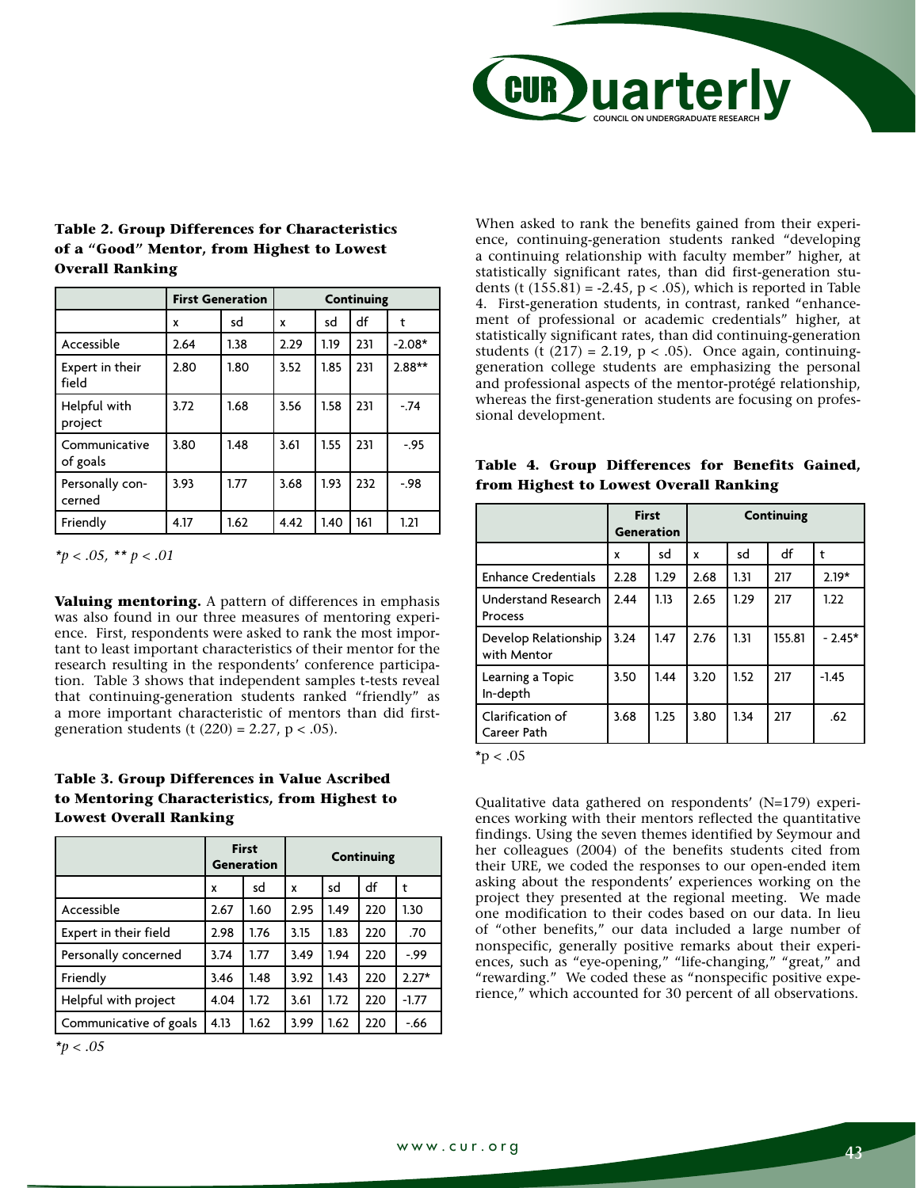**Table 2. Group Differences for Characteristics of a "Good" Mentor, from Highest to Lowest Overall Ranking**

| | First Generation | | Continuing | | | |
|---|---|---|---|---|---|---|
| | x | sd | x | sd | df | t |
| Accessible | 2.64 | 1.38 | 2.29 | 1.19 | 231 | -2.08* |
| Expert in their field | 2.80 | 1.80 | 3.52 | 1.85 | 231 | 2.88** |
| Helpful with project | 3.72 | 1.68 | 3.56 | 1.58 | 231 | -.74 |
| Communicative of goals | 3.80 | 1.48 | 3.61 | 1.55 | 231 | -.95 |
| Personally concerned | 3.93 | 1.77 | 3.68 | 1.93 | 232 | -.98 |
| Friendly | 4.17 | 1.62 | 4.42 | 1.40 | 161 | 1.21 |

*$p < .05$, ** $p < .01$*

**Valuing mentoring.** A pattern of differences in emphasis was also found in our three measures of mentoring experience. First, respondents were asked to rank the most important to least important characteristics of their mentor for the research resulting in the respondents' conference participation. Table 3 shows that independent samples t-tests reveal that continuing-generation students ranked "friendly" as a more important characteristic of mentors than did first-generation students ($t\ (220) = 2.27$, $p < .05$).

**Table 3. Group Differences in Value Ascribed to Mentoring Characteristics, from Highest to Lowest Overall Ranking**

| | First Generation | | Continuing | | | |
|---|---|---|---|---|---|---|
| | x | sd | x | sd | df | t |
| Accessible | 2.67 | 1.60 | 2.95 | 1.49 | 220 | 1.30 |
| Expert in their field | 2.98 | 1.76 | 3.15 | 1.83 | 220 | .70 |
| Personally concerned | 3.74 | 1.77 | 3.49 | 1.94 | 220 | -.99 |
| Friendly | 3.46 | 1.48 | 3.92 | 1.43 | 220 | 2.27* |
| Helpful with project | 4.04 | 1.72 | 3.61 | 1.72 | 220 | -1.77 |
| Communicative of goals | 4.13 | 1.62 | 3.99 | 1.62 | 220 | -.66 |

*$p < .05$*

When asked to rank the benefits gained from their experience, continuing-generation students ranked "developing a continuing relationship with faculty member" higher, at statistically significant rates, than did first-generation students ($t\ (155.81) = -2.45$, $p < .05$), which is reported in Table 4. First-generation students, in contrast, ranked "enhancement of professional or academic credentials" higher, at statistically significant rates, than did continuing-generation students ($t\ (217) = 2.19$, $p < .05$). Once again, continuing-generation college students are emphasizing the personal and professional aspects of the mentor-protégé relationship, whereas the first-generation students are focusing on professional development.

**Table 4. Group Differences for Benefits Gained, from Highest to Lowest Overall Ranking**

| | First Generation | | Continuing | | | |
|---|---|---|---|---|---|---|
| | x | sd | x | sd | df | t |
| Enhance Credentials | 2.28 | 1.29 | 2.68 | 1.31 | 217 | 2.19* |
| Understand Research Process | 2.44 | 1.13 | 2.65 | 1.29 | 217 | 1.22 |
| Develop Relationship with Mentor | 3.24 | 1.47 | 2.76 | 1.31 | 155.81 | - 2.45* |
| Learning a Topic In-depth | 3.50 | 1.44 | 3.20 | 1.52 | 217 | -1.45 |
| Clarification of Career Path | 3.68 | 1.25 | 3.80 | 1.34 | 217 | .62 |

*$p < .05$

Qualitative data gathered on respondents' (N=179) experiences working with their mentors reflected the quantitative findings. Using the seven themes identified by Seymour and her colleagues (2004) of the benefits students cited from their URE, we coded the responses to our open-ended item asking about the respondents' experiences working on the project they presented at the regional meeting. We made one modification to their codes based on our data. In lieu of "other benefits," our data included a large number of nonspecific, generally positive remarks about their experiences, such as "eye-opening," "life-changing," "great," and "rewarding." We coded these as "nonspecific positive experience," which accounted for 30 percent of all observations.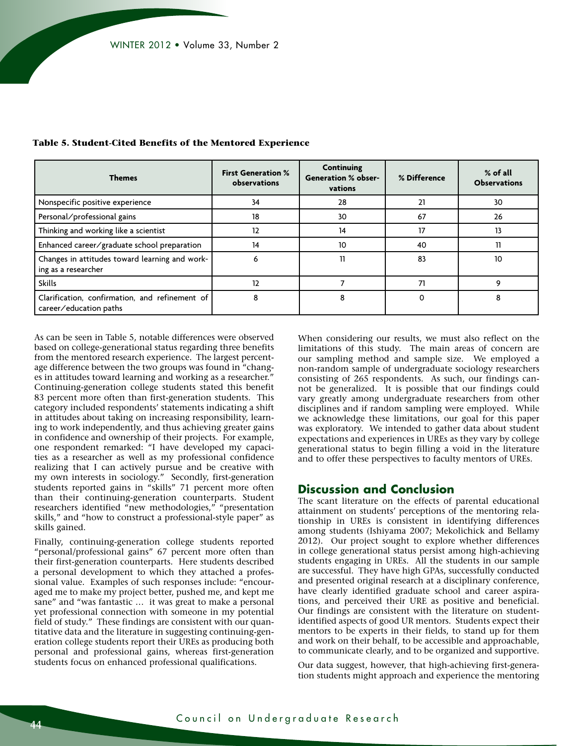**Table 5. Student-Cited Benefits of the Mentored Experience**

| Themes | First Generation % observations | Continuing Generation % observations | % Difference | % of all Observations |
|---|---|---|---|---|
| Nonspecific positive experience | 34 | 28 | 21 | 30 |
| Personal/professional gains | 18 | 30 | 67 | 26 |
| Thinking and working like a scientist | 12 | 14 | 17 | 13 |
| Enhanced career/graduate school preparation | 14 | 10 | 40 | 11 |
| Changes in attitudes toward learning and working as a researcher | 6 | 11 | 83 | 10 |
| Skills | 12 | 7 | 71 | 9 |
| Clarification, confirmation, and refinement of career/education paths | 8 | 8 | 0 | 8 |

As can be seen in Table 5, notable differences were observed based on college-generational status regarding three benefits from the mentored research experience. The largest percentage difference between the two groups was found in "changes in attitudes toward learning and working as a researcher." Continuing-generation college students stated this benefit 83 percent more often than first-generation students. This category included respondents' statements indicating a shift in attitudes about taking on increasing responsibility, learning to work independently, and thus achieving greater gains in confidence and ownership of their projects. For example, one respondent remarked: "I have developed my capacities as a researcher as well as my professional confidence realizing that I can actively pursue and be creative with my own interests in sociology." Secondly, first-generation students reported gains in "skills" 71 percent more often than their continuing-generation counterparts. Student researchers identified "new methodologies," "presentation skills," and "how to construct a professional-style paper" as skills gained.

Finally, continuing-generation college students reported "personal/professional gains" 67 percent more often than their first-generation counterparts. Here students described a personal development to which they attached a professional value. Examples of such responses include: "encouraged me to make my project better, pushed me, and kept me sane" and "was fantastic … it was great to make a personal yet professional connection with someone in my potential field of study." These findings are consistent with our quantitative data and the literature in suggesting continuing-generation college students report their UREs as producing both personal and professional gains, whereas first-generation students focus on enhanced professional qualifications.

When considering our results, we must also reflect on the limitations of this study. The main areas of concern are our sampling method and sample size. We employed a non-random sample of undergraduate sociology researchers consisting of 265 respondents. As such, our findings cannot be generalized. It is possible that our findings could vary greatly among undergraduate researchers from other disciplines and if random sampling were employed. While we acknowledge these limitations, our goal for this paper was exploratory. We intended to gather data about student expectations and experiences in UREs as they vary by college generational status to begin filling a void in the literature and to offer these perspectives to faculty mentors of UREs.

## Discussion and Conclusion

The scant literature on the effects of parental educational attainment on students' perceptions of the mentoring relationship in UREs is consistent in identifying differences among students (Ishiyama 2007; Mekolichick and Bellamy 2012). Our project sought to explore whether differences in college generational status persist among high-achieving students engaging in UREs. All the students in our sample are successful. They have high GPAs, successfully conducted and presented original research at a disciplinary conference, have clearly identified graduate school and career aspirations, and perceived their URE as positive and beneficial. Our findings are consistent with the literature on student-identified aspects of good UR mentors. Students expect their mentors to be experts in their fields, to stand up for them and work on their behalf, to be accessible and approachable, to communicate clearly, and to be organized and supportive.

Our data suggest, however, that high-achieving first-generation students might approach and experience the mentoring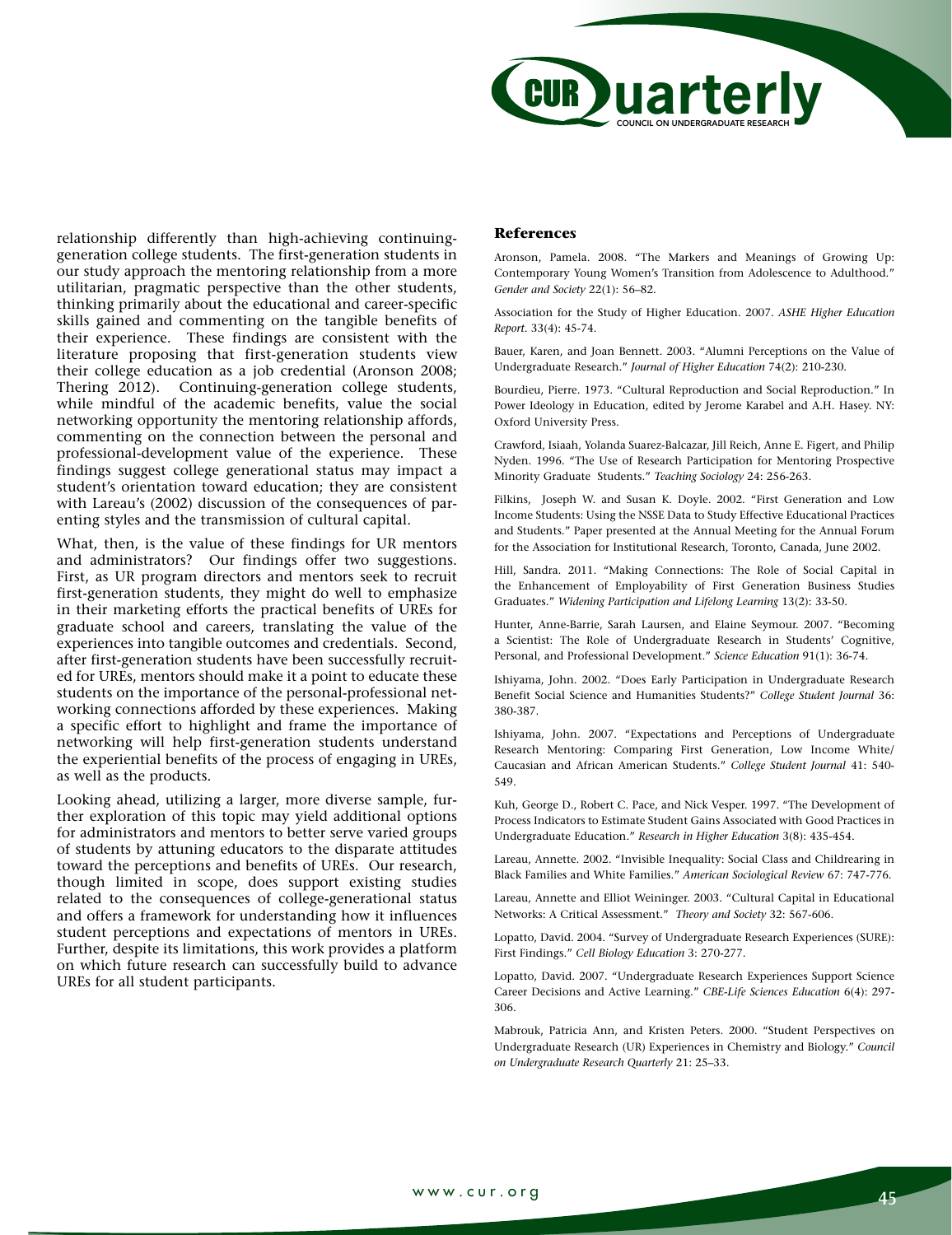relationship differently than high-achieving continuing-generation college students. The first-generation students in our study approach the mentoring relationship from a more utilitarian, pragmatic perspective than the other students, thinking primarily about the educational and career-specific skills gained and commenting on the tangible benefits of their experience. These findings are consistent with the literature proposing that first-generation students view their college education as a job credential (Aronson 2008; Thering 2012). Continuing-generation college students, while mindful of the academic benefits, value the social networking opportunity the mentoring relationship affords, commenting on the connection between the personal and professional-development value of the experience. These findings suggest college generational status may impact a student's orientation toward education; they are consistent with Lareau's (2002) discussion of the consequences of parenting styles and the transmission of cultural capital.

What, then, is the value of these findings for UR mentors and administrators? Our findings offer two suggestions. First, as UR program directors and mentors seek to recruit first-generation students, they might do well to emphasize in their marketing efforts the practical benefits of UREs for graduate school and careers, translating the value of the experiences into tangible outcomes and credentials. Second, after first-generation students have been successfully recruited for UREs, mentors should make it a point to educate these students on the importance of the personal-professional networking connections afforded by these experiences. Making a specific effort to highlight and frame the importance of networking will help first-generation students understand the experiential benefits of the process of engaging in UREs, as well as the products.

Looking ahead, utilizing a larger, more diverse sample, further exploration of this topic may yield additional options for administrators and mentors to better serve varied groups of students by attuning educators to the disparate attitudes toward the perceptions and benefits of UREs. Our research, though limited in scope, does support existing studies related to the consequences of college-generational status and offers a framework for understanding how it influences student perceptions and expectations of mentors in UREs. Further, despite its limitations, this work provides a platform on which future research can successfully build to advance UREs for all student participants.

## References

Aronson, Pamela. 2008. "The Markers and Meanings of Growing Up: Contemporary Young Women's Transition from Adolescence to Adulthood." *Gender and Society* 22(1): 56–82.

Association for the Study of Higher Education. 2007. *ASHE Higher Education Report*. 33(4): 45-74.

Bauer, Karen, and Joan Bennett. 2003. "Alumni Perceptions on the Value of Undergraduate Research." *Journal of Higher Education* 74(2): 210-230.

Bourdieu, Pierre. 1973. "Cultural Reproduction and Social Reproduction." In Power Ideology in Education, edited by Jerome Karabel and A.H. Hasey. NY: Oxford University Press.

Crawford, Isiaah, Yolanda Suarez-Balcazar, Jill Reich, Anne E. Figert, and Philip Nyden. 1996. "The Use of Research Participation for Mentoring Prospective Minority Graduate Students." *Teaching Sociology* 24: 256-263.

Filkins, Joseph W. and Susan K. Doyle. 2002. "First Generation and Low Income Students: Using the NSSE Data to Study Effective Educational Practices and Students." Paper presented at the Annual Meeting for the Annual Forum for the Association for Institutional Research, Toronto, Canada, June 2002.

Hill, Sandra. 2011. "Making Connections: The Role of Social Capital in the Enhancement of Employability of First Generation Business Studies Graduates." *Widening Participation and Lifelong Learning* 13(2): 33-50.

Hunter, Anne-Barrie, Sarah Laursen, and Elaine Seymour. 2007. "Becoming a Scientist: The Role of Undergraduate Research in Students' Cognitive, Personal, and Professional Development." *Science Education* 91(1): 36-74.

Ishiyama, John. 2002. "Does Early Participation in Undergraduate Research Benefit Social Science and Humanities Students?" *College Student Journal* 36: 380-387.

Ishiyama, John. 2007. "Expectations and Perceptions of Undergraduate Research Mentoring: Comparing First Generation, Low Income White/ Caucasian and African American Students." *College Student Journal* 41: 540-549.

Kuh, George D., Robert C. Pace, and Nick Vesper. 1997. "The Development of Process Indicators to Estimate Student Gains Associated with Good Practices in Undergraduate Education." *Research in Higher Education* 3(8): 435-454.

Lareau, Annette. 2002. "Invisible Inequality: Social Class and Childrearing in Black Families and White Families." *American Sociological Review* 67: 747-776.

Lareau, Annette and Elliot Weininger. 2003. "Cultural Capital in Educational Networks: A Critical Assessment." *Theory and Society* 32: 567-606.

Lopatto, David. 2004. "Survey of Undergraduate Research Experiences (SURE): First Findings." *Cell Biology Education* 3: 270-277.

Lopatto, David. 2007. "Undergraduate Research Experiences Support Science Career Decisions and Active Learning." *CBE-Life Sciences Education* 6(4): 297-306.

Mabrouk, Patricia Ann, and Kristen Peters. 2000. "Student Perspectives on Undergraduate Research (UR) Experiences in Chemistry and Biology." *Council on Undergraduate Research Quarterly* 21: 25–33.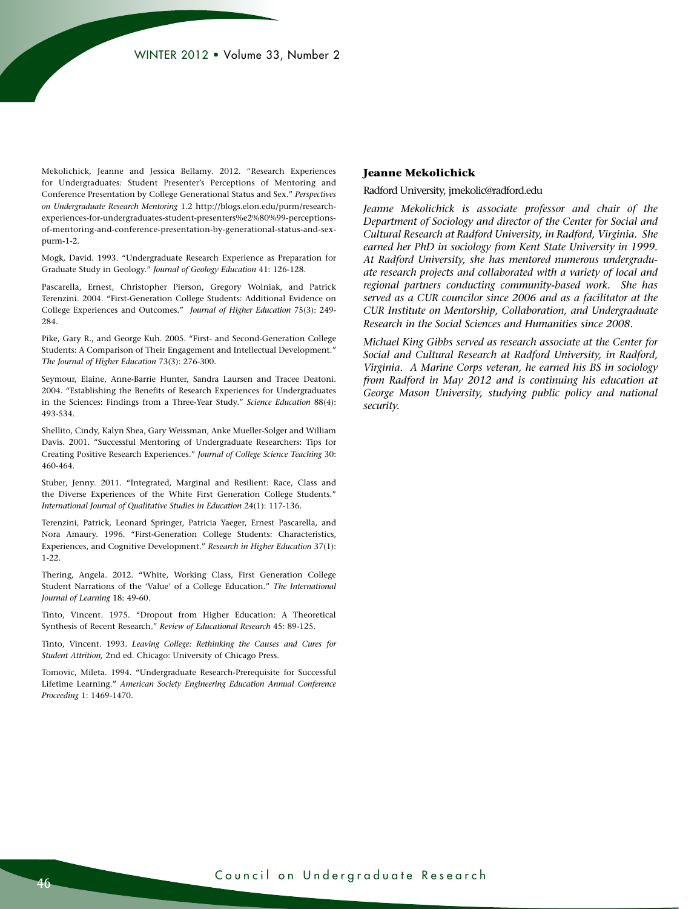Mekolichick, Jeanne and Jessica Bellamy. 2012. "Research Experiences for Undergraduates: Student Presenter's Perceptions of Mentoring and Conference Presentation by College Generational Status and Sex." *Perspectives on Undergraduate Research Mentoring* 1.2 http://blogs.elon.edu/purm/research-experiences-for-undergraduates-student-presenters%e2%80%99-perceptions-of-mentoring-and-conference-presentation-by-generational-status-and-sex-purm-1-2.

Mogk, David. 1993. "Undergraduate Research Experience as Preparation for Graduate Study in Geology." *Journal of Geology Education* 41: 126-128.

Pascarella, Ernest, Christopher Pierson, Gregory Wolniak, and Patrick Terenzini. 2004. "First-Generation College Students: Additional Evidence on College Experiences and Outcomes." *Journal of Higher Education* 75(3): 249-284.

Pike, Gary R., and George Kuh. 2005. "First- and Second-Generation College Students: A Comparison of Their Engagement and Intellectual Development." *The Journal of Higher Education* 73(3): 276-300.

Seymour, Elaine, Anne-Barrie Hunter, Sandra Laursen and Tracee Deatoni. 2004. "Establishing the Benefits of Research Experiences for Undergraduates in the Sciences: Findings from a Three-Year Study." *Science Education* 88(4): 493-534.

Shellito, Cindy, Kalyn Shea, Gary Weissman, Anke Mueller-Solger and William Davis. 2001. "Successful Mentoring of Undergraduate Researchers: Tips for Creating Positive Research Experiences." *Journal of College Science Teaching* 30: 460-464.

Stuber, Jenny. 2011. "Integrated, Marginal and Resilient: Race, Class and the Diverse Experiences of the White First Generation College Students." *International Journal of Qualitative Studies in Education* 24(1): 117-136.

Terenzini, Patrick, Leonard Springer, Patricia Yaeger, Ernest Pascarella, and Nora Amaury. 1996. "First-Generation College Students: Characteristics, Experiences, and Cognitive Development." *Research in Higher Education* 37(1): 1-22.

Thering, Angela. 2012. "White, Working Class, First Generation College Student Narrations of the 'Value' of a College Education." *The International Journal of Learning* 18: 49-60.

Tinto, Vincent. 1975. "Dropout from Higher Education: A Theoretical Synthesis of Recent Research." *Review of Educational Research* 45: 89-125.

Tinto, Vincent. 1993. *Leaving College: Rethinking the Causes and Cures for Student Attrition,* 2nd ed. Chicago: University of Chicago Press.

Tomovic, Mileta. 1994. "Undergraduate Research-Prerequisite for Successful Lifetime Learning." *American Society Engineering Education Annual Conference Proceeding* 1: 1469-1470.

**Jeanne Mekolichick**

Radford University, jmekolic@radford.edu

*Jeanne Mekolichick is associate professor and chair of the Department of Sociology and director of the Center for Social and Cultural Research at Radford University, in Radford, Virginia. She earned her PhD in sociology from Kent State University in 1999. At Radford University, she has mentored numerous undergraduate research projects and collaborated with a variety of local and regional partners conducting community-based work. She has served as a CUR councilor since 2006 and as a facilitator at the CUR Institute on Mentorship, Collaboration, and Undergraduate Research in the Social Sciences and Humanities since 2008.*

*Michael King Gibbs served as research associate at the Center for Social and Cultural Research at Radford University, in Radford, Virginia. A Marine Corps veteran, he earned his BS in sociology from Radford in May 2012 and is continuing his education at George Mason University, studying public policy and national security.*